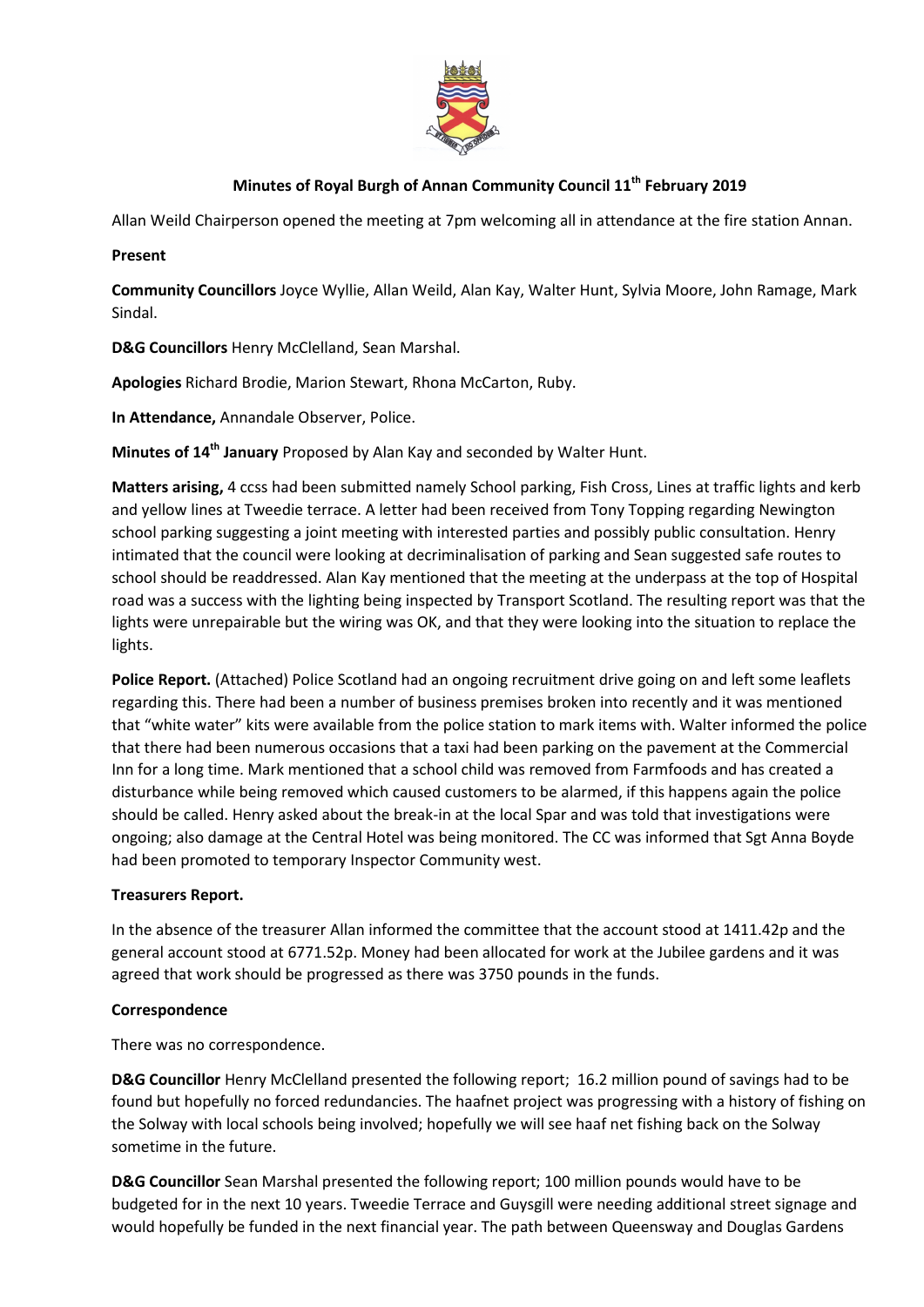# Minutes of Royal Burgh of Annan Community Council 11th February 2019

Allan Weild Chairperson opened the meeting at 7pm welcoming all in attendance at the fire station Annan.

**Present**

**Community Councillors** Joyce Wyllie, Allan Weild, Alan Kay, Walter Hunt, Sylvia Moore, John Ramage, Mark Sindal.

**D&G Councillors** Henry McClelland, Sean Marshal.

**Apologies** Richard Brodie, Marion Stewart, Rhona McCarton, Ruby.

**In Attendance,** Annandale Observer, Police.

**Minutes of 14th January** Proposed by Alan Kay and seconded by Walter Hunt.

**Matters arising,** 4 ccss had been submitted namely School parking, Fish Cross, Lines at traffic lights and kerb and yellow lines at Tweedie terrace. A letter had been received from Tony Topping regarding Newington school parking suggesting a joint meeting with interested parties and possibly public consultation. Henry intimated that the council were looking at decriminalisation of parking and Sean suggested safe routes to school should be readdressed. Alan Kay mentioned that the meeting at the underpass at the top of Hospital road was a success with the lighting being inspected by Transport Scotland. The resulting report was that the lights were unrepairable but the wiring was OK, and that they were looking into the situation to replace the lights.

**Police Report.** (Attached) Police Scotland had an ongoing recruitment drive going on and left some leaflets regarding this. There had been a number of business premises broken into recently and it was mentioned that "white water" kits were available from the police station to mark items with. Walter informed the police that there had been numerous occasions that a taxi had been parking on the pavement at the Commercial Inn for a long time. Mark mentioned that a school child was removed from Farmfoods and has created a disturbance while being removed which caused customers to be alarmed, if this happens again the police should be called. Henry asked about the break-in at the local Spar and was told that investigations were ongoing; also damage at the Central Hotel was being monitored. The CC was informed that Sgt Anna Boyde had been promoted to temporary Inspector Community west.

**Treasurers Report.**

In the absence of the treasurer Allan informed the committee that the account stood at 1411.42p and the general account stood at 6771.52p. Money had been allocated for work at the Jubilee gardens and it was agreed that work should be progressed as there was 3750 pounds in the funds.

**Correspondence**

There was no correspondence.

**D&G Councillor** Henry McClelland presented the following report; 16.2 million pound of savings had to be found but hopefully no forced redundancies. The haafnet project was progressing with a history of fishing on the Solway with local schools being involved; hopefully we will see haaf net fishing back on the Solway sometime in the future.

**D&G Councillor** Sean Marshal presented the following report; 100 million pounds would have to be budgeted for in the next 10 years. Tweedie Terrace and Guysgill were needing additional street signage and would hopefully be funded in the next financial year. The path between Queensway and Douglas Gardens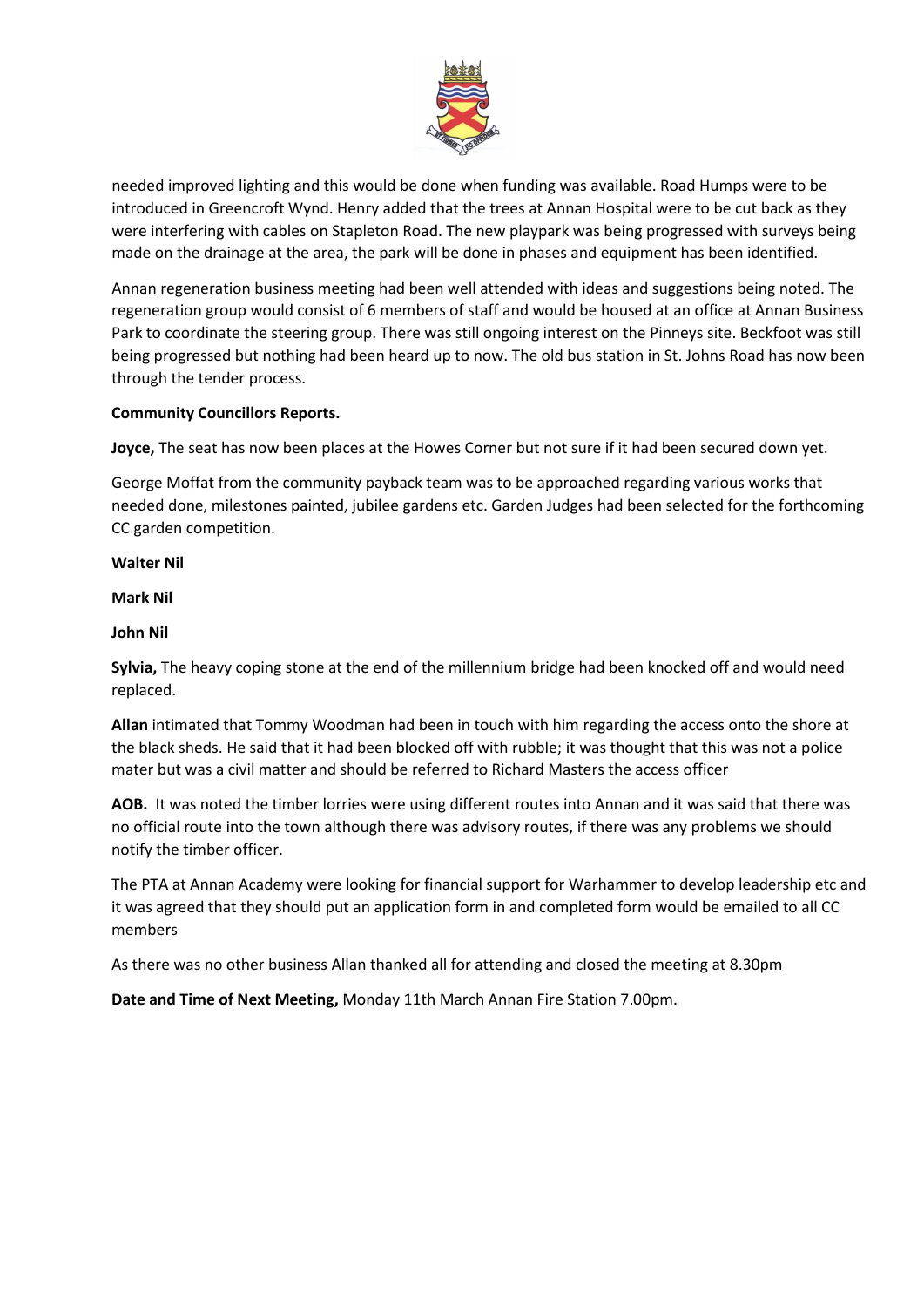needed improved lighting and this would be done when funding was available. Road Humps were to be introduced in Greencroft Wynd. Henry added that the trees at Annan Hospital were to be cut back as they were interfering with cables on Stapleton Road. The new playpark was being progressed with surveys being made on the drainage at the area, the park will be done in phases and equipment has been identified.

Annan regeneration business meeting had been well attended with ideas and suggestions being noted. The regeneration group would consist of 6 members of staff and would be housed at an office at Annan Business Park to coordinate the steering group. There was still ongoing interest on the Pinneys site. Beckfoot was still being progressed but nothing had been heard up to now. The old bus station in St. Johns Road has now been through the tender process.

**Community Councillors Reports.**

**Joyce,** The seat has now been places at the Howes Corner but not sure if it had been secured down yet.

George Moffat from the community payback team was to be approached regarding various works that needed done, milestones painted, jubilee gardens etc. Garden Judges had been selected for the forthcoming CC garden competition.

**Walter Nil**

**Mark Nil**

**John Nil**

**Sylvia,** The heavy coping stone at the end of the millennium bridge had been knocked off and would need replaced.

**Allan** intimated that Tommy Woodman had been in touch with him regarding the access onto the shore at the black sheds. He said that it had been blocked off with rubble; it was thought that this was not a police mater but was a civil matter and should be referred to Richard Masters the access officer

**AOB.** It was noted the timber lorries were using different routes into Annan and it was said that there was no official route into the town although there was advisory routes, if there was any problems we should notify the timber officer.

The PTA at Annan Academy were looking for financial support for Warhammer to develop leadership etc and it was agreed that they should put an application form in and completed form would be emailed to all CC members

As there was no other business Allan thanked all for attending and closed the meeting at 8.30pm

**Date and Time of Next Meeting,** Monday 11th March Annan Fire Station 7.00pm.